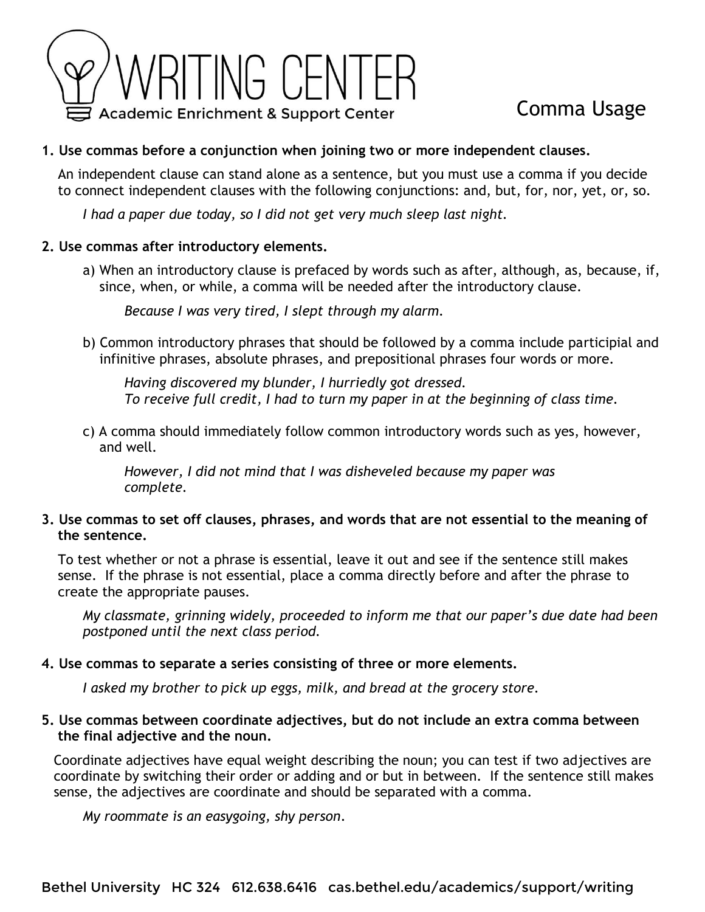# WRITING CENTER

Academic Enrichment & Support Center

## Comma Usage

**1. Use commas before a conjunction when joining two or more independent clauses.**

An independent clause can stand alone as a sentence, but you must use a comma if you decide to connect independent clauses with the following conjunctions: and, but, for, nor, yet, or, so.

*I had a paper due today, so I did not get very much sleep last night.*

**2. Use commas after introductory elements.**

a) When an introductory clause is prefaced by words such as after, although, as, because, if, since, when, or while, a comma will be needed after the introductory clause.

*Because I was very tired, I slept through my alarm.*

b) Common introductory phrases that should be followed by a comma include participial and infinitive phrases, absolute phrases, and prepositional phrases four words or more.

*Having discovered my blunder, I hurriedly got dressed.*
*To receive full credit, I had to turn my paper in at the beginning of class time.*

c) A comma should immediately follow common introductory words such as yes, however, and well.

*However, I did not mind that I was disheveled because my paper was complete.*

**3. Use commas to set off clauses, phrases, and words that are not essential to the meaning of the sentence.**

To test whether or not a phrase is essential, leave it out and see if the sentence still makes sense. If the phrase is not essential, place a comma directly before and after the phrase to create the appropriate pauses.

*My classmate, grinning widely, proceeded to inform me that our paper's due date had been postponed until the next class period.*

**4. Use commas to separate a series consisting of three or more elements.**

*I asked my brother to pick up eggs, milk, and bread at the grocery store.*

**5. Use commas between coordinate adjectives, but do not include an extra comma between the final adjective and the noun.**

Coordinate adjectives have equal weight describing the noun; you can test if two adjectives are coordinate by switching their order or adding and or but in between. If the sentence still makes sense, the adjectives are coordinate and should be separated with a comma.

*My roommate is an easygoing, shy person.*

Bethel University HC 324 612.638.6416 cas.bethel.edu/academics/support/writing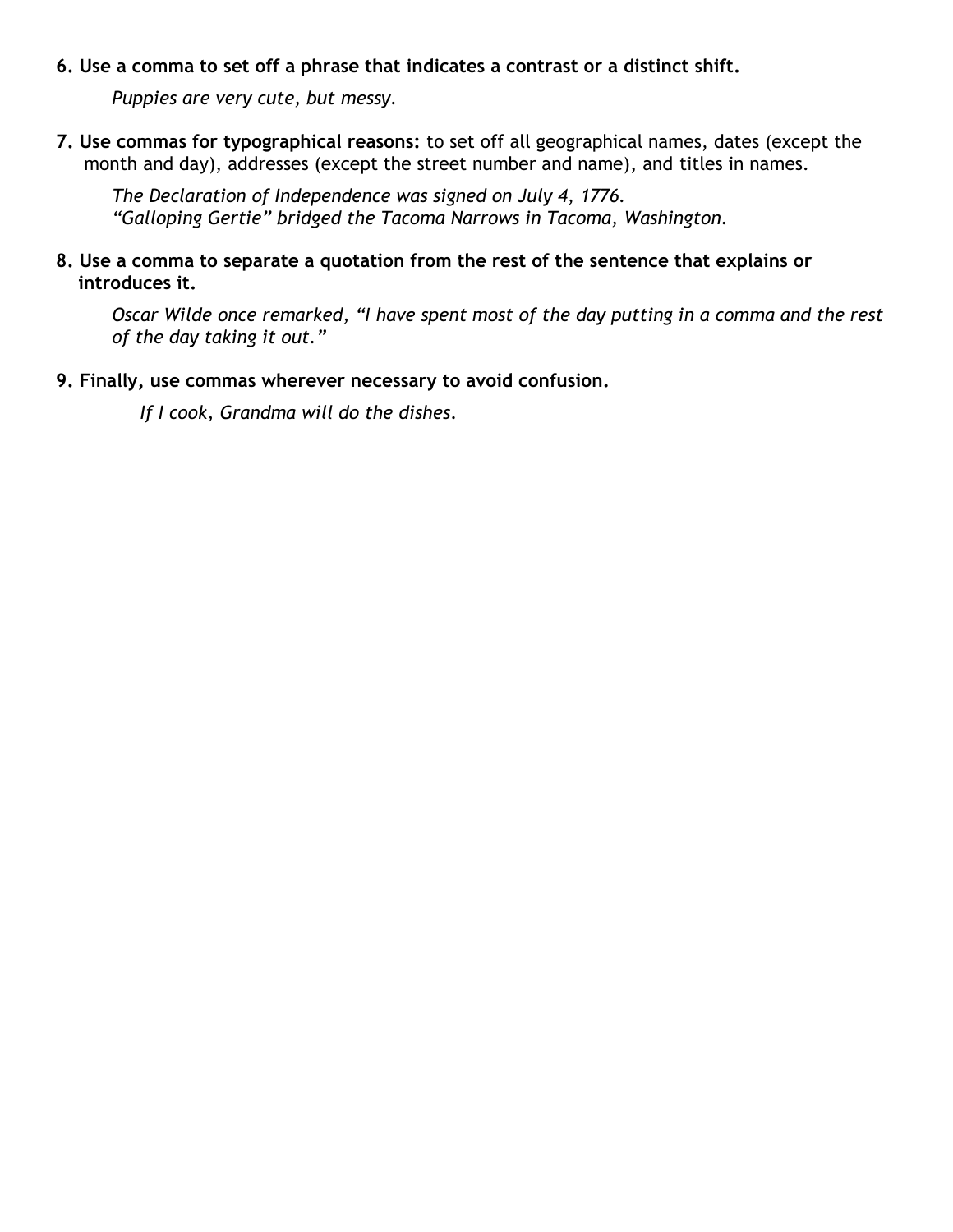6. **Use a comma to set off a phrase that indicates a contrast or a distinct shift.**

   *Puppies are very cute, but messy.*

7. **Use commas for typographical reasons:** to set off all geographical names, dates (except the month and day), addresses (except the street number and name), and titles in names.

   *The Declaration of Independence was signed on July 4, 1776.*
   *"Galloping Gertie" bridged the Tacoma Narrows in Tacoma, Washington.*

8. **Use a comma to separate a quotation from the rest of the sentence that explains or introduces it.**

   *Oscar Wilde once remarked, "I have spent most of the day putting in a comma and the rest of the day taking it out."*

9. **Finally, use commas wherever necessary to avoid confusion.**

   *If I cook, Grandma will do the dishes.*